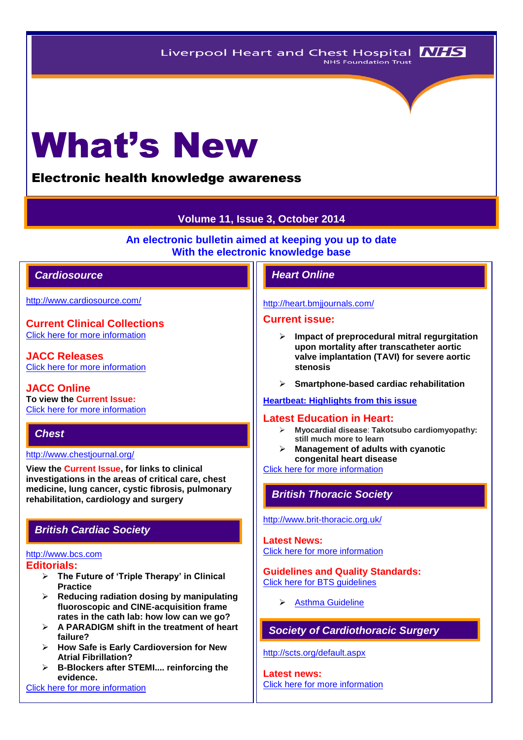Liverpool Heart and Chest Hospital NHS Foundation Trust

# What's New

## Electronic health knowledge awareness

**Volume 11, Issue 3, October 2014**

**An electronic bulletin aimed at keeping you up to date With the electronic knowledge base**

## *Cardiosource*

http://www.cardiosource.com/

### Current Clinical Collections

Click here for more information

### JACC Releases

Click here for more information

### JACC Online

**To view the Current Issue:**

Click here for more information

## *Chest*

http://www.chestjournal.org/

**View the Current Issue, for links to clinical investigations in the areas of critical care, chest medicine, lung cancer, cystic fibrosis, pulmonary rehabilitation, cardiology and surgery**

## *British Cardiac Society*

http://www.bcs.com

### Editorials:

- **The Future of 'Triple Therapy' in Clinical Practice**
- **Reducing radiation dosing by manipulating fluoroscopic and CINE-acquisition frame rates in the cath lab: how low can we go?**
- **A PARADIGM shift in the treatment of heart failure?**
- **How Safe is Early Cardioversion for New Atrial Fibrillation?**
- **B-Blockers after STEMI.... reinforcing the evidence.**

Click here for more information

## *Heart Online*

http://heart.bmjjournals.com/

### Current issue:

- **Impact of preprocedural mitral regurgitation upon mortality after transcatheter aortic valve implantation (TAVI) for severe aortic stenosis**
- **Smartphone-based cardiac rehabilitation**

**Heartbeat: Highlights from this issue**

### Latest Education in Heart:

- **Myocardial disease: Takotsubo cardiomyopathy: still much more to learn**
- **Management of adults with cyanotic congenital heart disease**

Click here for more information

## *British Thoracic Society*

http://www.brit-thoracic.org.uk/

### Latest News:

Click here for more information

### Guidelines and Quality Standards:

Click here for BTS guidelines

- Asthma Guideline

## *Society of Cardiothoracic Surgery*

http://scts.org/default.aspx

### Latest news:

Click here for more information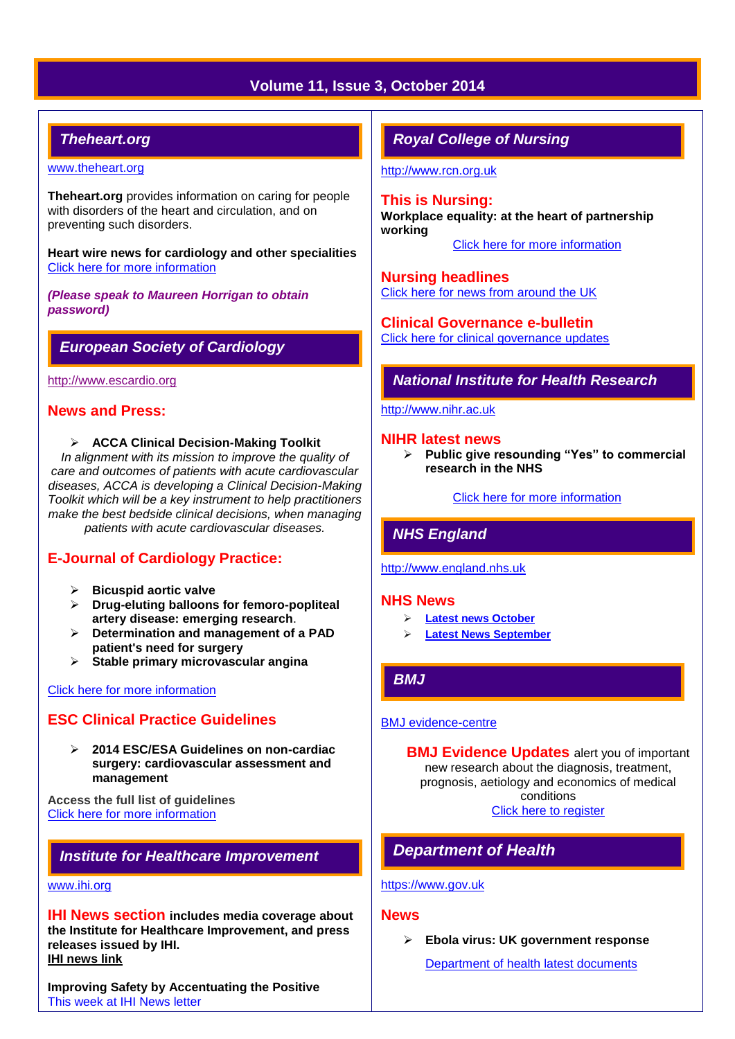# Volume 11, Issue 3, October 2014

## Theheart.org

www.theheart.org

**Theheart.org** provides information on caring for people with disorders of the heart and circulation, and on preventing such disorders.

**Heart wire news for cardiology and other specialities**
Click here for more information

***(Please speak to Maureen Horrigan to obtain password)***

## European Society of Cardiology

http://www.escardio.org

### News and Press:

- **ACCA Clinical Decision-Making Toolkit**

*In alignment with its mission to improve the quality of care and outcomes of patients with acute cardiovascular diseases, ACCA is developing a Clinical Decision-Making Toolkit which will be a key instrument to help practitioners make the best bedside clinical decisions, when managing patients with acute cardiovascular diseases.*

### E-Journal of Cardiology Practice:

- **Bicuspid aortic valve**
- **Drug-eluting balloons for femoro-popliteal artery disease: emerging research**.
- **Determination and management of a PAD patient's need for surgery**
- **Stable primary microvascular angina**

Click here for more information

### ESC Clinical Practice Guidelines

- **2014 ESC/ESA Guidelines on non-cardiac surgery: cardiovascular assessment and management**

**Access the full list of guidelines**
Click here for more information

## Institute for Healthcare Improvement

www.ihi.org

**IHI News section includes media coverage about the Institute for Healthcare Improvement, and press releases issued by IHI.**
**IHI news link**

**Improving Safety by Accentuating the Positive**
This week at IHI News letter

## Royal College of Nursing

http://www.rcn.org.uk

### This is Nursing:

**Workplace equality: at the heart of partnership working**
Click here for more information

### Nursing headlines

Click here for news from around the UK

### Clinical Governance e-bulletin

Click here for clinical governance updates

## National Institute for Health Research

http://www.nihr.ac.uk

### NIHR latest news

- **Public give resounding "Yes" to commercial research in the NHS**

Click here for more information

## NHS England

http://www.england.nhs.uk

### NHS News

- **Latest news October**
- **Latest News September**

## BMJ

BMJ evidence-centre

**BMJ Evidence Updates** alert you of important new research about the diagnosis, treatment, prognosis, aetiology and economics of medical conditions
Click here to register

## Department of Health

https://www.gov.uk

### News

- **Ebola virus: UK government response**

Department of health latest documents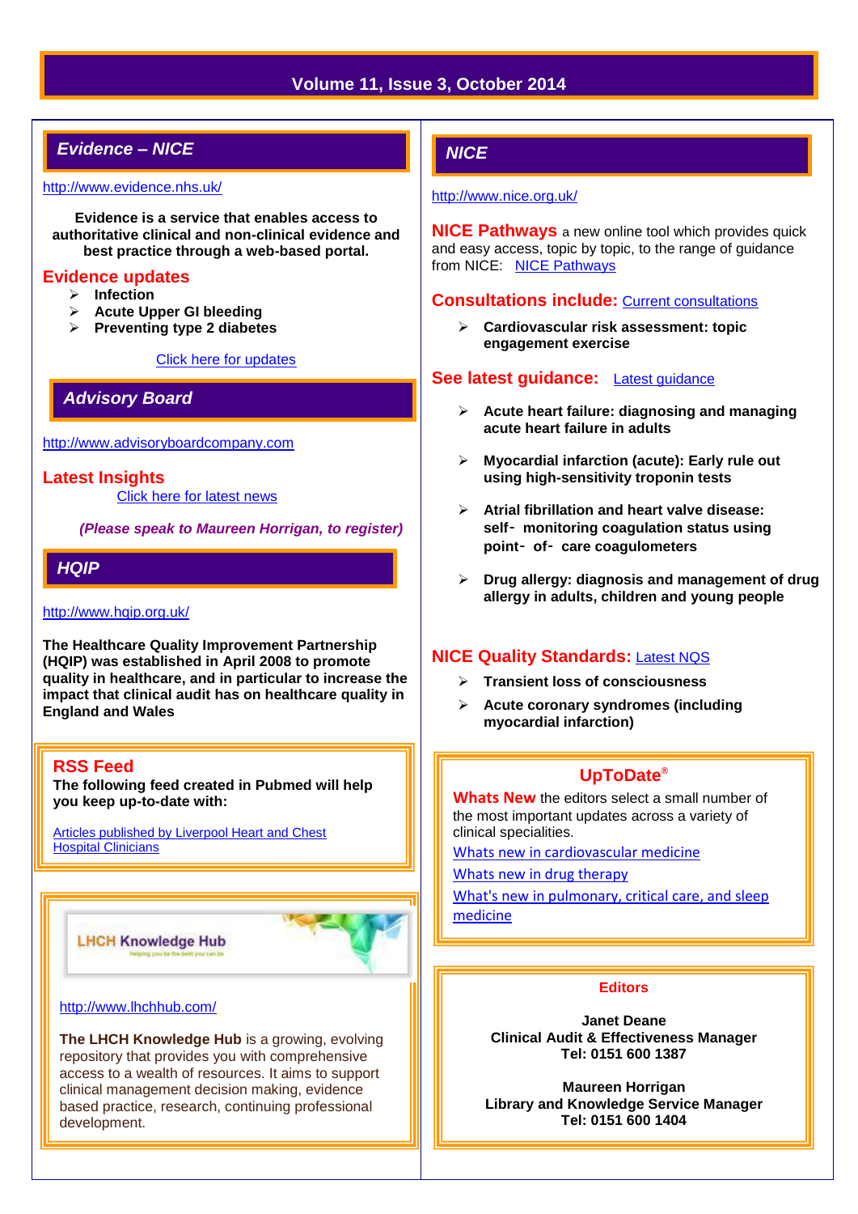# Volume 11, Issue 3, October 2014

## Evidence – NICE

http://www.evidence.nhs.uk/

**Evidence is a service that enables access to authoritative clinical and non-clinical evidence and best practice through a web-based portal.**

### Evidence updates

- **Infection**
- **Acute Upper GI bleeding**
- **Preventing type 2 diabetes**

Click here for updates

## Advisory Board

http://www.advisoryboardcompany.com

### Latest Insights

Click here for latest news

***(Please speak to Maureen Horrigan, to register)***

## HQIP

http://www.hqip.org.uk/

**The Healthcare Quality Improvement Partnership (HQIP) was established in April 2008 to promote quality in healthcare, and in particular to increase the impact that clinical audit has on healthcare quality in England and Wales**

### RSS Feed

**The following feed created in Pubmed will help you keep up-to-date with:**

Articles published by Liverpool Heart and Chest Hospital Clinicians

LHCH Knowledge Hub

Helping you be the best you can be

http://www.lhchhub.com/

**The LHCH Knowledge Hub** is a growing, evolving repository that provides you with comprehensive access to a wealth of resources. It aims to support clinical management decision making, evidence based practice, research, continuing professional development.

## NICE

http://www.nice.org.uk/

**NICE Pathways** a new online tool which provides quick and easy access, topic by topic, to the range of guidance from NICE: NICE Pathways

### Consultations include: Current consultations

- **Cardiovascular risk assessment: topic engagement exercise**

### See latest guidance: Latest guidance

- **Acute heart failure: diagnosing and managing acute heart failure in adults**
- **Myocardial infarction (acute): Early rule out using high-sensitivity troponin tests**
- **Atrial fibrillation and heart valve disease: self- monitoring coagulation status using point- of- care coagulometers**
- **Drug allergy: diagnosis and management of drug allergy in adults, children and young people**

### NICE Quality Standards: Latest NQS

- **Transient loss of consciousness**
- **Acute coronary syndromes (including myocardial infarction)**

### UpToDate®

**Whats New** the editors select a small number of the most important updates across a variety of clinical specialities.

Whats new in cardiovascular medicine

Whats new in drug therapy

What's new in pulmonary, critical care, and sleep medicine

### Editors

**Janet Deane**
**Clinical Audit & Effectiveness Manager**
**Tel: 0151 600 1387**

**Maureen Horrigan**
**Library and Knowledge Service Manager**
**Tel: 0151 600 1404**